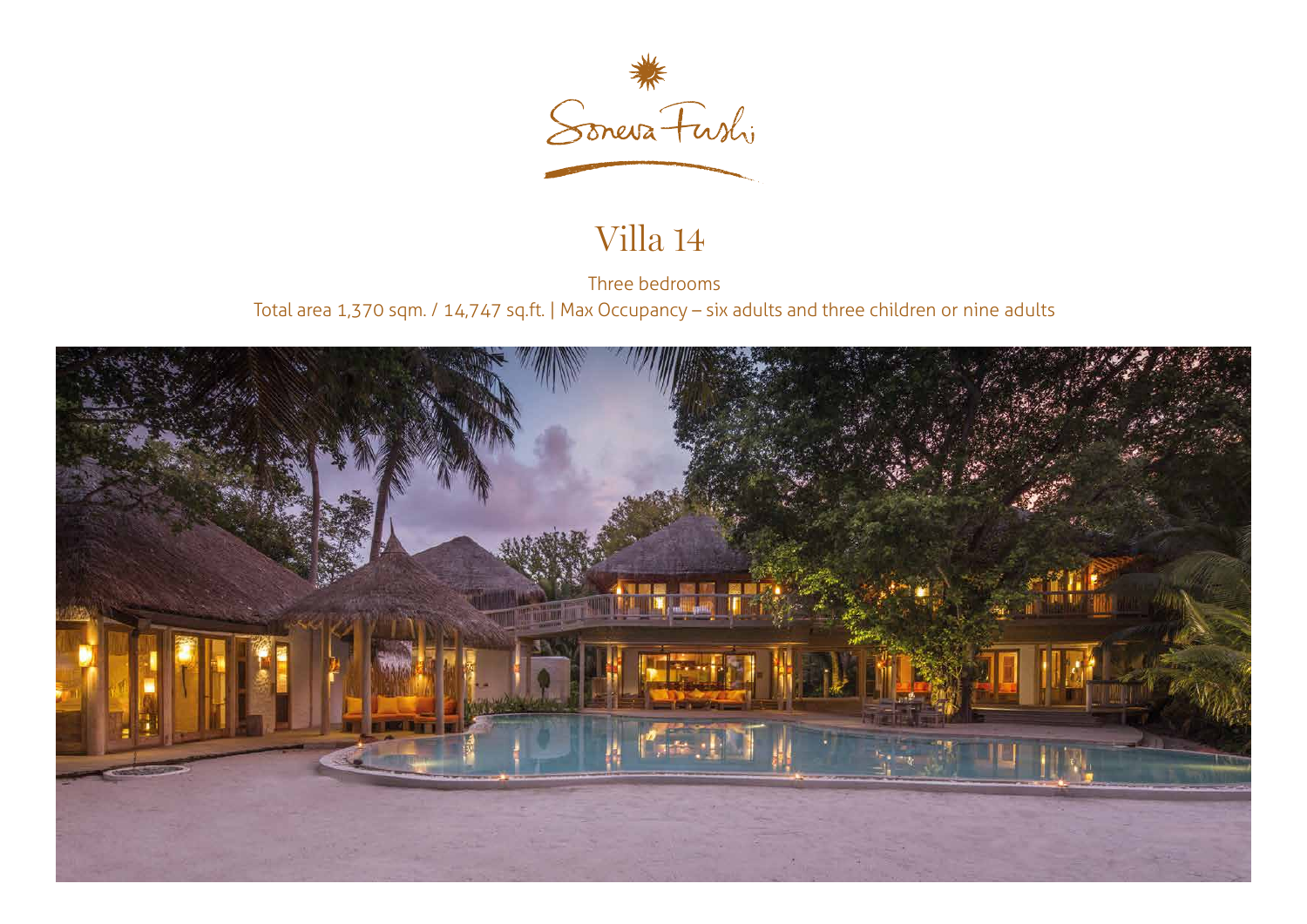Soneva Fushi

# Villa 14

Three bedrooms

Total area 1,370 sqm. / 14,747 sq.ft. | Max Occupancy – six adults and three children or nine adults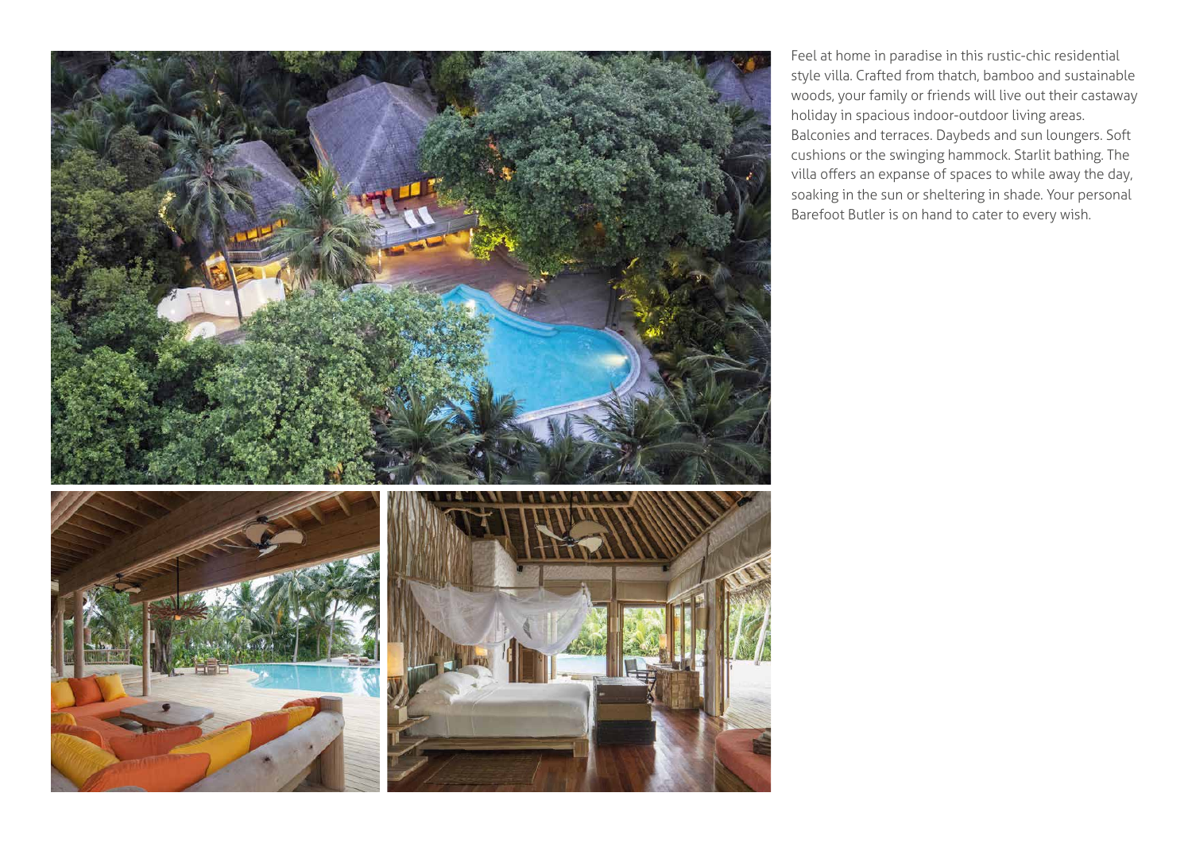Feel at home in paradise in this rustic-chic residential style villa. Crafted from thatch, bamboo and sustainable woods, your family or friends will live out their castaway holiday in spacious indoor-outdoor living areas. Balconies and terraces. Daybeds and sun loungers. Soft cushions or the swinging hammock. Starlit bathing. The villa offers an expanse of spaces to while away the day, soaking in the sun or sheltering in shade. Your personal Barefoot Butler is on hand to cater to every wish.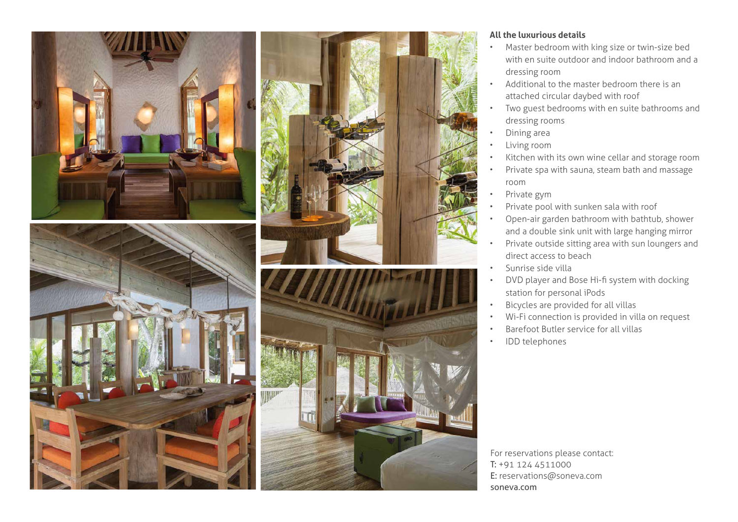**All the luxurious details**

- Master bedroom with king size or twin-size bed with en suite outdoor and indoor bathroom and a dressing room
- Additional to the master bedroom there is an attached circular daybed with roof
- Two guest bedrooms with en suite bathrooms and dressing rooms
- Dining area
- Living room
- Kitchen with its own wine cellar and storage room
- Private spa with sauna, steam bath and massage room
- Private gym
- Private pool with sunken sala with roof
- Open-air garden bathroom with bathtub, shower and a double sink unit with large hanging mirror
- Private outside sitting area with sun loungers and direct access to beach
- Sunrise side villa
- DVD player and Bose Hi-fi system with docking station for personal iPods
- Bicycles are provided for all villas
- Wi-Fi connection is provided in villa on request
- Barefoot Butler service for all villas
- IDD telephones

For reservations please contact:
T: +91 124 4511000
E: reservations@soneva.com
soneva.com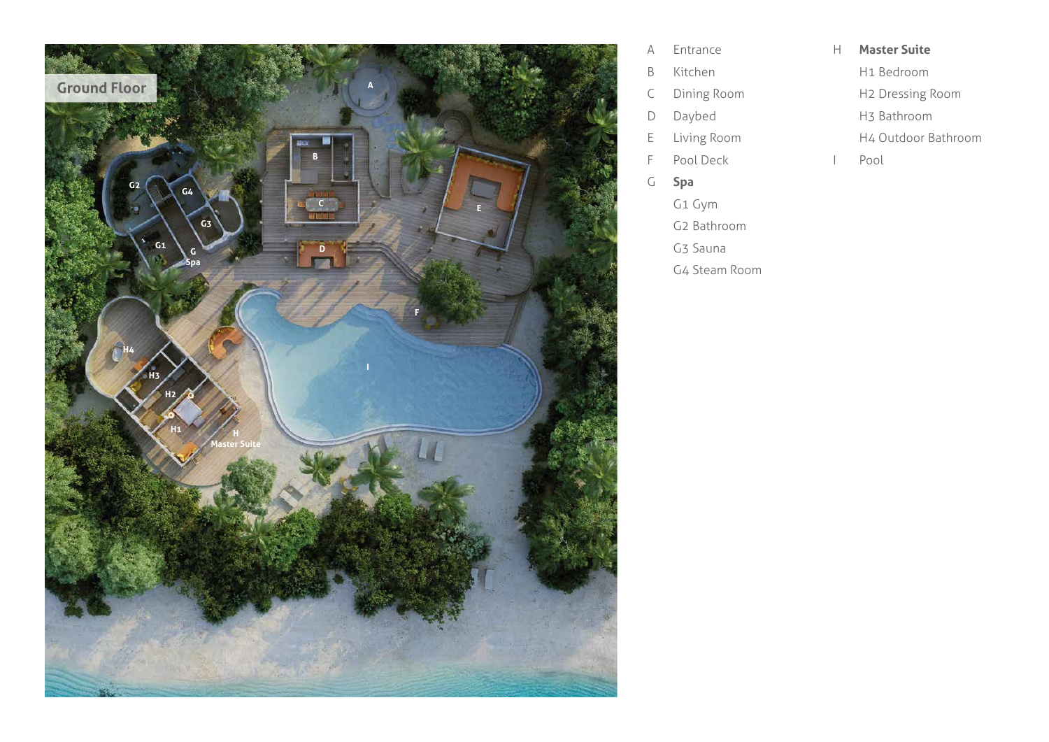Ground Floor

- A Entrance
- B Kitchen
- C Dining Room
- D Daybed
- E Living Room
- F Pool Deck
- G **Spa**
  - G1 Gym
  - G2 Bathroom
  - G3 Sauna
  - G4 Steam Room
- H **Master Suite**
  - H1 Bedroom
  - H2 Dressing Room
  - H3 Bathroom
  - H4 Outdoor Bathroom
- I Pool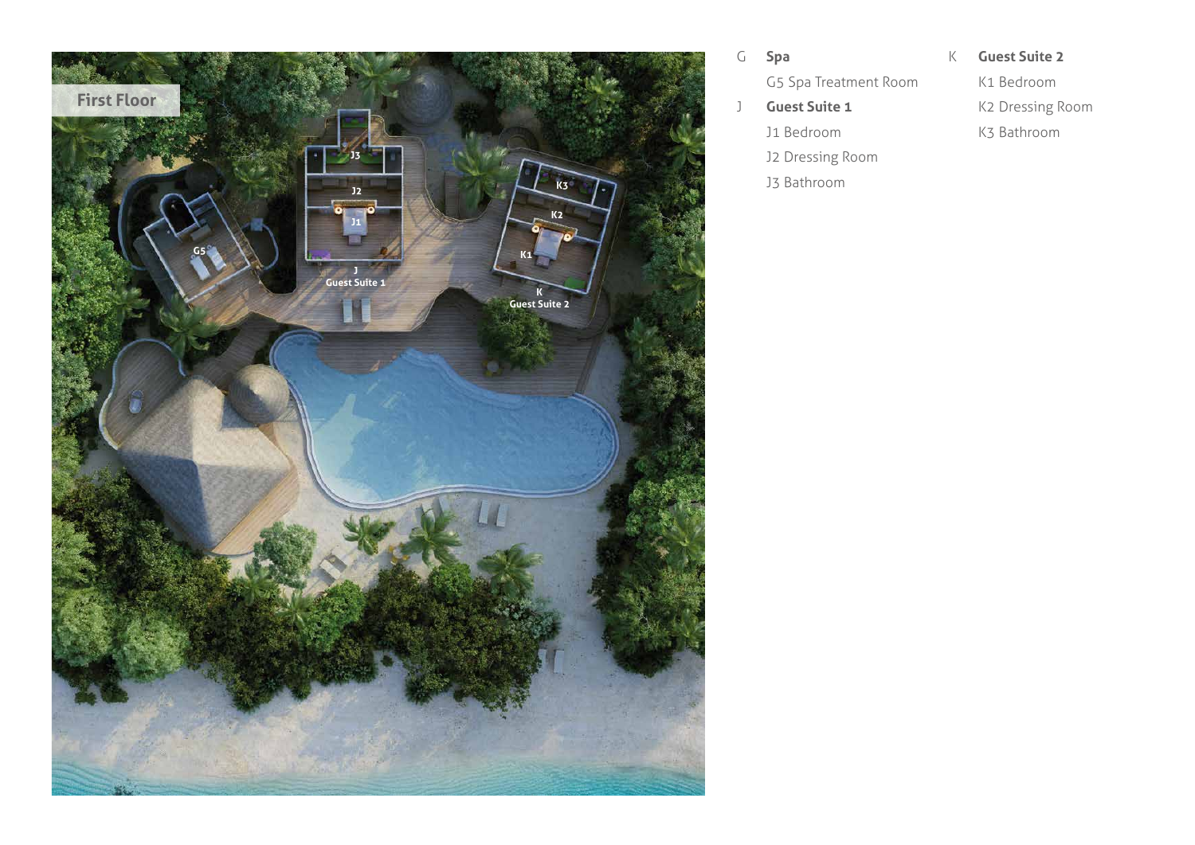First Floor

G **Spa**

G5 Spa Treatment Room

J **Guest Suite 1**

J1 Bedroom

J2 Dressing Room

J3 Bathroom

K **Guest Suite 2**

K1 Bedroom

K2 Dressing Room

K3 Bathroom